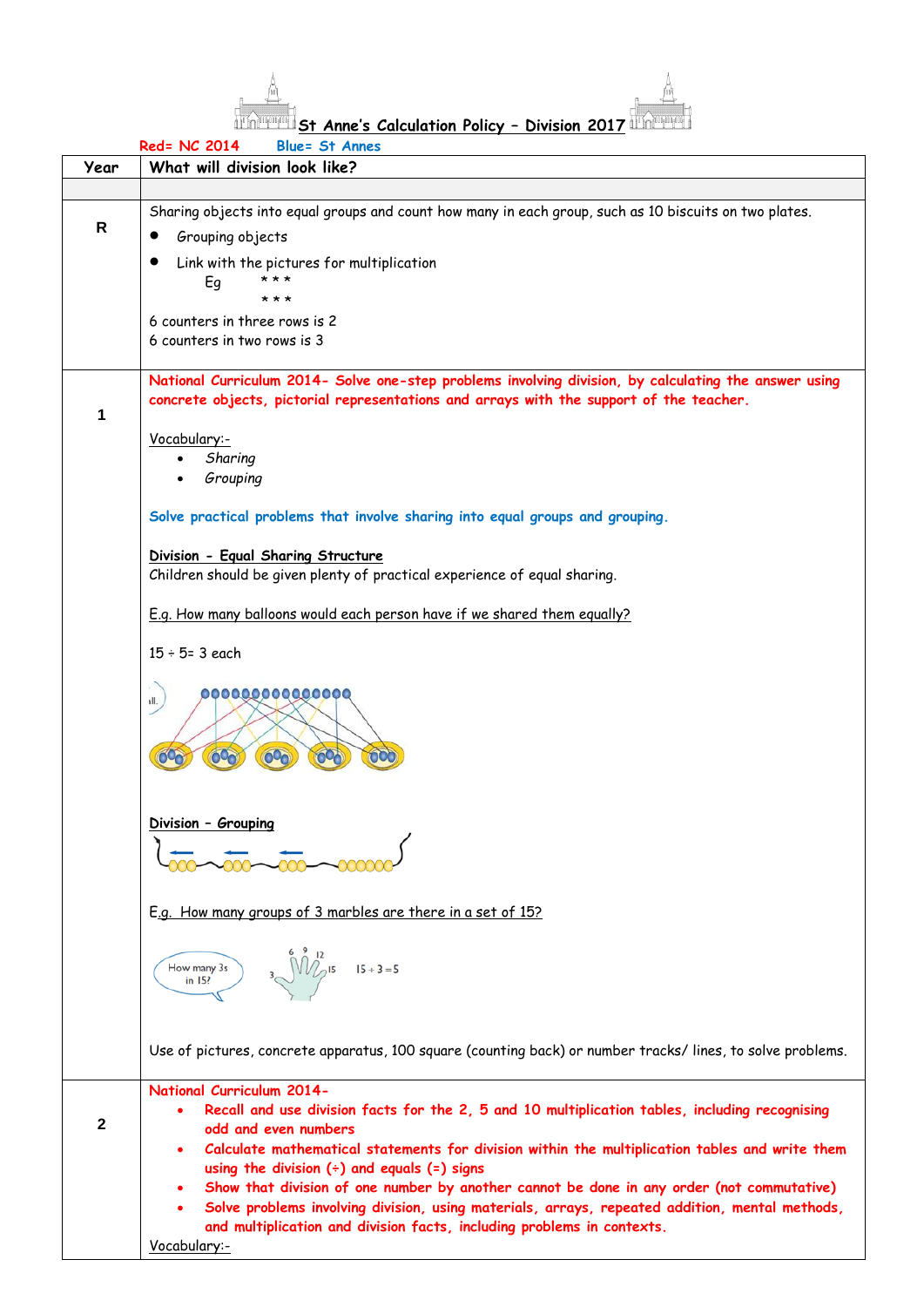# St Anne's Calculation Policy – Division 2017

Red= NC 2014     Blue= St Annes

| Year | What will division look like? |
|---|---|
| | |
| R | Sharing objects into equal groups and count how many in each group, such as 10 biscuits on two plates.<br>• Grouping objects<br>• Link with the pictures for multiplication<br>Eg * * *<br>* * *<br>6 counters in three rows is 2<br>6 counters in two rows is 3 |
| 1 | **National Curriculum 2014- Solve one-step problems involving division, by calculating the answer using concrete objects, pictorial representations and arrays with the support of the teacher.**<br><br>Vocabulary:-<br>• *Sharing*<br>• *Grouping*<br><br>**Solve practical problems that involve sharing into equal groups and grouping.**<br><br>**Division - Equal Sharing Structure**<br>Children should be given plenty of practical experience of equal sharing.<br><br>E.g. How many balloons would each person have if we shared them equally?<br><br>15 ÷ 5= 3 each<br><br>**Division – Grouping**<br><br>E.g. How many groups of 3 marbles are there in a set of 15?<br><br>How many 3s in 15? 3 6 9 12 15 15 ÷ 3 = 5<br><br>Use of pictures, concrete apparatus, 100 square (counting back) or number tracks/ lines, to solve problems. |
| 2 | **National Curriculum 2014-**<br>• **Recall and use division facts for the 2, 5 and 10 multiplication tables, including recognising odd and even numbers**<br>• **Calculate mathematical statements for division within the multiplication tables and write them using the division (÷) and equals (=) signs**<br>• **Show that division of one number by another cannot be done in any order (not commutative)**<br>• **Solve problems involving division, using materials, arrays, repeated addition, mental methods, and multiplication and division facts, including problems in contexts.**<br>Vocabulary:- |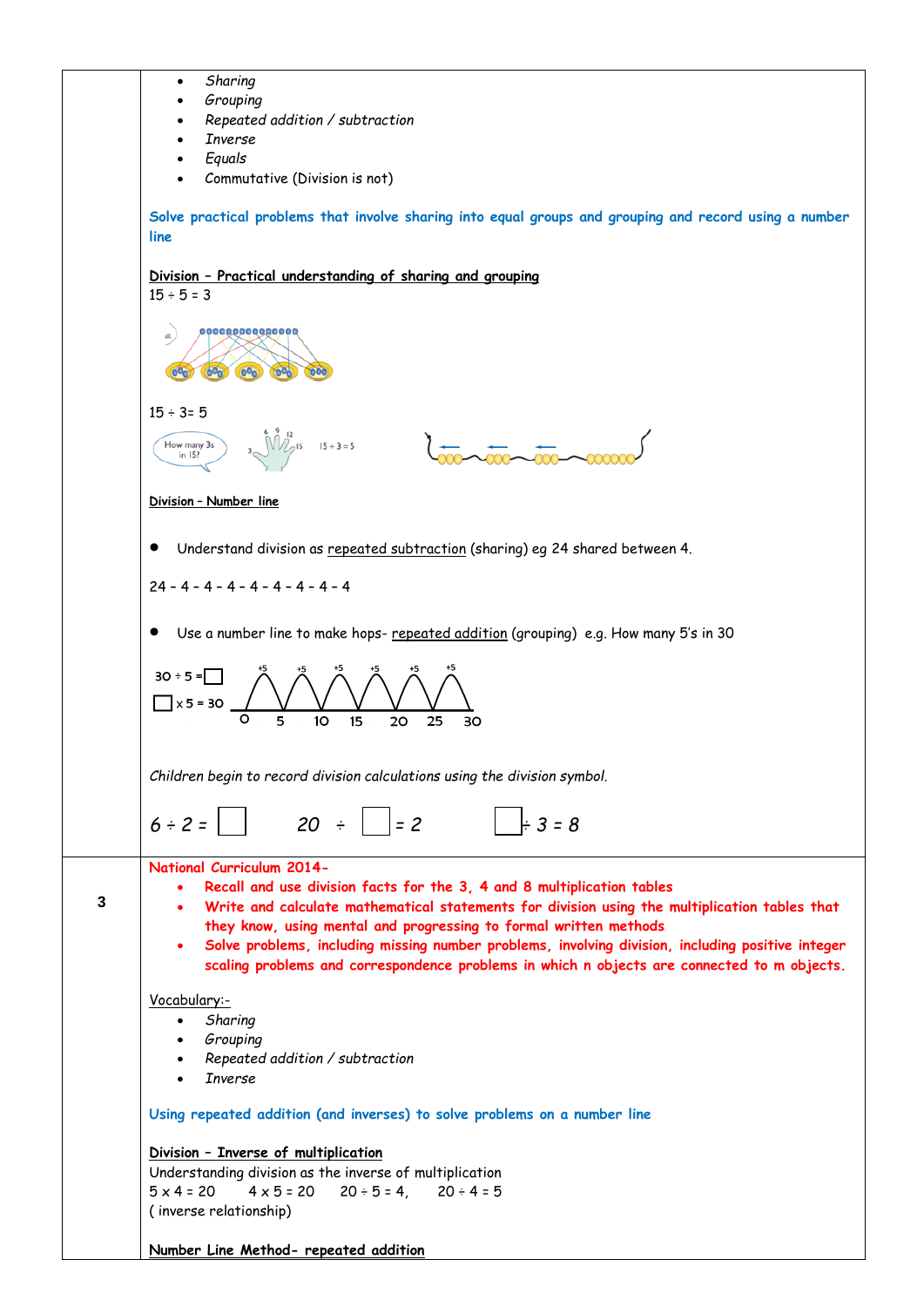| | |
|---|---|
| | - *Sharing*<br>- *Grouping*<br>- *Repeated addition / subtraction*<br>- *Inverse*<br>- *Equals*<br>- Commutative (Division is not)<br><br>**Solve practical problems that involve sharing into equal groups and grouping and record using a number line**<br><br><u>**Division – Practical understanding of sharing and grouping**</u><br>15 ÷ 5 = 3<br><br>15 ÷ 3= 5<br><br><u>**Division – Number line**</u><br><br>- Understand division as <u>repeated subtraction</u> (sharing) eg 24 shared between 4.<br><br>24 – 4 – 4 – 4 – 4 – 4 – 4 – 4 – 4<br><br>- Use a number line to make hops- <u>repeated addition</u> (grouping) e.g. How many 5's in 30<br><br>30 ÷ 5 = ☐<br>☐ x 5 = 30<br><br>*Children begin to record division calculations using the division symbol.*<br><br>*6 ÷ 2 =* ☐ &nbsp;&nbsp;&nbsp; *20 ÷* ☐ *= 2* &nbsp;&nbsp;&nbsp; ☐ *÷ 3 = 8* |
| 3 | **National Curriculum 2014-**<br>- **Recall and use division facts for the 3, 4 and 8 multiplication tables**<br>- **Write and calculate mathematical statements for division using the multiplication tables that they know, using mental and progressing to formal written methods**<br>- ***Solve problems, including missing number problems, involving division, including positive integer scaling problems and correspondence problems in which n objects are connected to m objects.***<br><br><u>Vocabulary:-</u><br>- *Sharing*<br>- *Grouping*<br>- *Repeated addition / subtraction*<br>- *Inverse*<br><br>**Using repeated addition (and inverses) to solve problems on a number line**<br><br><u>**Division – Inverse of multiplication**</u><br>Understanding division as the inverse of multiplication<br>5 x 4 = 20 &nbsp;&nbsp; 4 x 5 = 20 &nbsp;&nbsp; 20 ÷ 5 = 4, &nbsp;&nbsp; 20 ÷ 4 = 5<br>( inverse relationship)<br><br><u>**Number Line Method- repeated addition**</u> |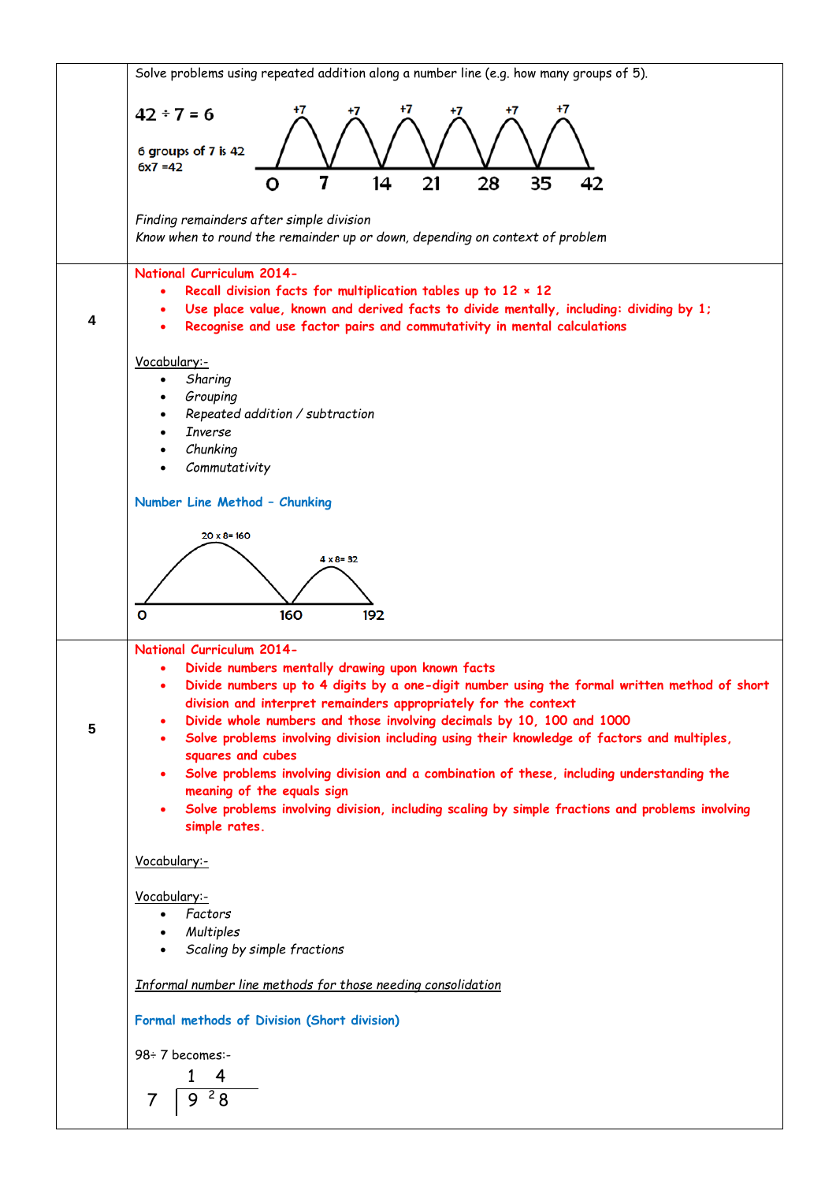| | |
|---|---|
| | Solve problems using repeated addition along a number line (e.g. how many groups of 5).<br><br>**42 ÷ 7 = 6**<br><br>6 groups of 7 is 42<br>6x7 =42<br><br>+7 +7 +7 +7 +7 +7<br>0 7 14 21 28 35 42<br><br>*Finding remainders after simple division*<br>*Know when to round the remainder up or down, depending on context of problem* |
| **4** | **National Curriculum 2014-**<br>• **Recall division facts for multiplication tables up to 12 × 12**<br>• **Use place value, known and derived facts to divide mentally, including: dividing by 1;**<br>• **Recognise and use factor pairs and commutativity in mental calculations**<br><br><u>Vocabulary:-</u><br>• *Sharing*<br>• *Grouping*<br>• *Repeated addition / subtraction*<br>• *Inverse*<br>• *Chunking*<br>• *Commutativity*<br><br>**Number Line Method – Chunking**<br><br>20 x 8= 160 4 x 8= 32<br>0 160 192 |
| **5** | **National Curriculum 2014-**<br>• **Divide numbers mentally drawing upon known facts**<br>• **Divide numbers up to 4 digits by a one-digit number using the formal written method of short division and interpret remainders appropriately for the context**<br>• **Divide whole numbers and those involving decimals by 10, 100 and 1000**<br>• **Solve problems involving division including using their knowledge of factors and multiples, squares and cubes**<br>• **Solve problems involving division and a combination of these, including understanding the meaning of the equals sign**<br>• **Solve problems involving division, including scaling by simple fractions and problems involving simple rates.**<br><br><u>Vocabulary:-</u><br><br><u>Vocabulary:-</u><br>• *Factors*<br>• *Multiples*<br>• *Scaling by simple fractions*<br><br>*<u>Informal number line methods for those needing consolidation</u>*<br><br>**Formal methods of Division (Short division)**<br><br>98÷ 7 becomes:-<br><br>1 4<br>7 ⟌ 9 ²8 |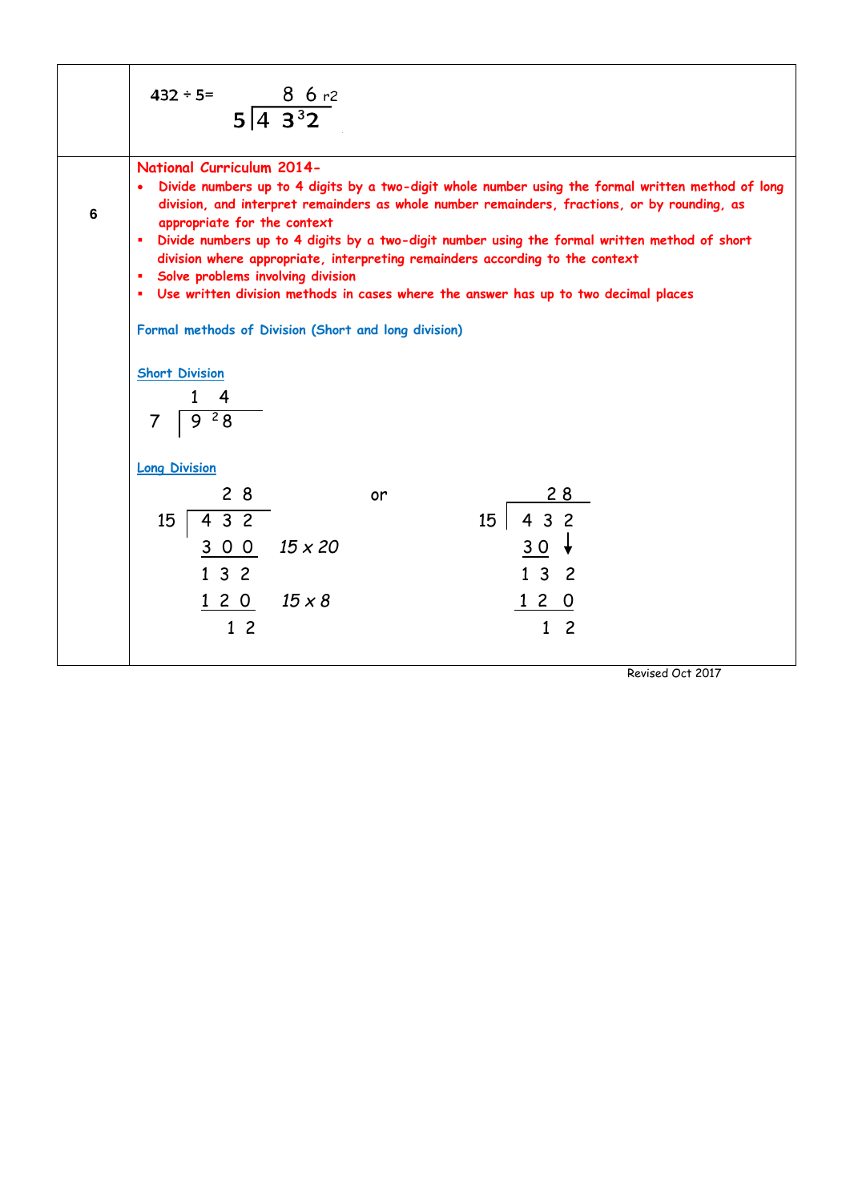| | |
|---|---|
| | 432 ÷ 5= $\begin{array}{r} 8\ 6\ \text{r2} \\ 5\overline{)4\ 3^{3}2} \end{array}$ |
| 6 | **National Curriculum 2014-**<br>• Divide numbers up to 4 digits by a two-digit whole number using the formal written method of long division, and interpret remainders as whole number remainders, fractions, or by rounding, as appropriate for the context<br>▪ Divide numbers up to 4 digits by a two-digit number using the formal written method of short division where appropriate, interpreting remainders according to the context<br>▪ Solve problems involving division<br>▪ Use written division methods in cases where the answer has up to two decimal places<br><br>Formal methods of Division (Short and long division)<br><br>Short Division<br>$\begin{array}{r} 1\ \ 4 \\ 7\overline{)9\ ^{2}8} \end{array}$<br><br>Long Division<br>$\begin{array}{r} 2\ 8 \\ 15\overline{)4\ 3\ 2} \\ \underline{3\ 0\ 0} \\ 1\ 3\ 2 \\ \underline{1\ 2\ 0} \\ 1\ 2 \end{array}$ *15 x 20*, *15 x 8*<br><br>or<br><br>$\begin{array}{r} 2\ 8 \\ 15\overline{)4\ 3\ 2} \\ \underline{3\ 0}\ \downarrow \\ 1\ 3\ 2 \\ \underline{1\ 2\ 0} \\ 1\ 2 \end{array}$ |

Revised Oct 2017